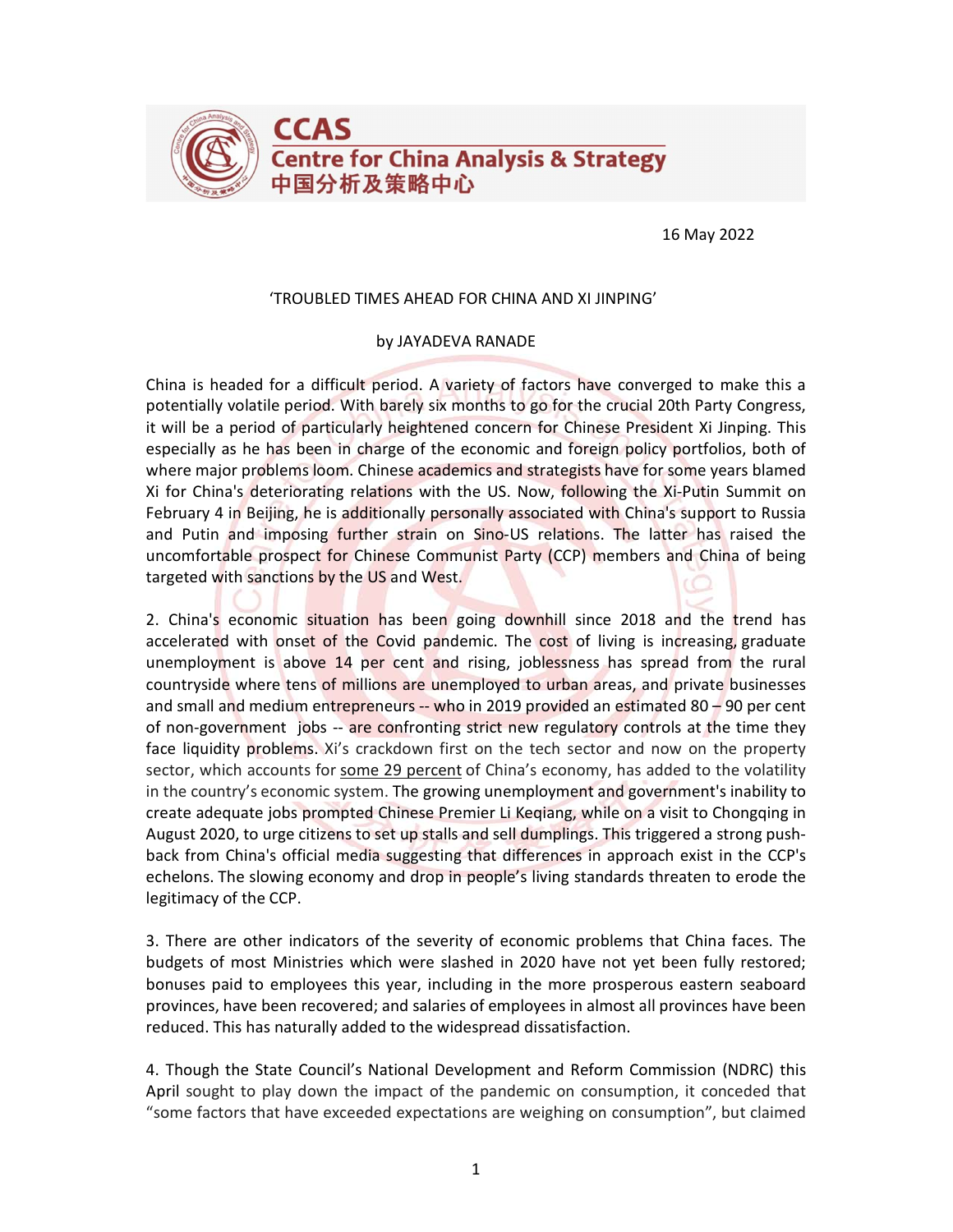CCAS
Centre for China Analysis & Strategy
中国分析及策略中心

16 May 2022

# 'TROUBLED TIMES AHEAD FOR CHINA AND XI JINPING'

by JAYADEVA RANADE

China is headed for a difficult period. A variety of factors have converged to make this a potentially volatile period. With barely six months to go for the crucial 20th Party Congress, it will be a period of particularly heightened concern for Chinese President Xi Jinping. This especially as he has been in charge of the economic and foreign policy portfolios, both of where major problems loom. Chinese academics and strategists have for some years blamed Xi for China's deteriorating relations with the US. Now, following the Xi-Putin Summit on February 4 in Beijing, he is additionally personally associated with China's support to Russia and Putin and imposing further strain on Sino-US relations. The latter has raised the uncomfortable prospect for Chinese Communist Party (CCP) members and China of being targeted with sanctions by the US and West.

2. China's economic situation has been going downhill since 2018 and the trend has accelerated with onset of the Covid pandemic. The cost of living is increasing, graduate unemployment is above 14 per cent and rising, joblessness has spread from the rural countryside where tens of millions are unemployed to urban areas, and private businesses and small and medium entrepreneurs -- who in 2019 provided an estimated 80 – 90 per cent of non-government jobs -- are confronting strict new regulatory controls at the time they face liquidity problems. Xi's crackdown first on the tech sector and now on the property sector, which accounts for some 29 percent of China's economy, has added to the volatility in the country's economic system. The growing unemployment and government's inability to create adequate jobs prompted Chinese Premier Li Keqiang, while on a visit to Chongqing in August 2020, to urge citizens to set up stalls and sell dumplings. This triggered a strong push-back from China's official media suggesting that differences in approach exist in the CCP's echelons. The slowing economy and drop in people's living standards threaten to erode the legitimacy of the CCP.

3. There are other indicators of the severity of economic problems that China faces. The budgets of most Ministries which were slashed in 2020 have not yet been fully restored; bonuses paid to employees this year, including in the more prosperous eastern seaboard provinces, have been recovered; and salaries of employees in almost all provinces have been reduced. This has naturally added to the widespread dissatisfaction.

4. Though the State Council's National Development and Reform Commission (NDRC) this April sought to play down the impact of the pandemic on consumption, it conceded that "some factors that have exceeded expectations are weighing on consumption", but claimed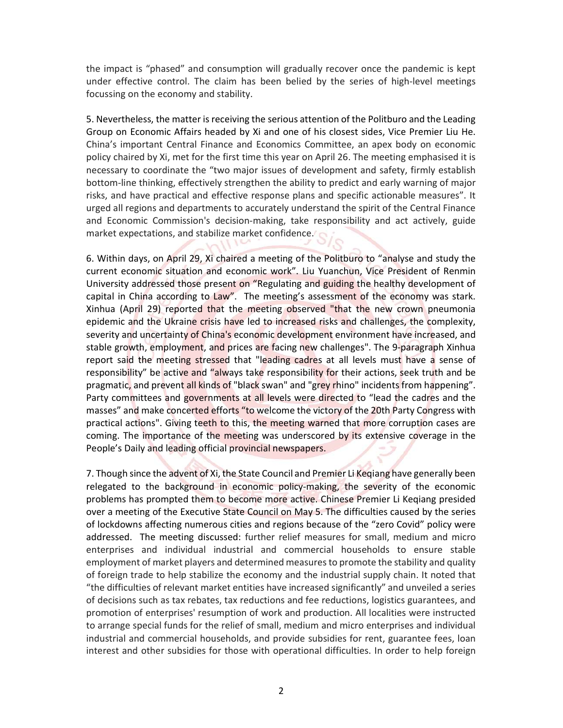the impact is "phased" and consumption will gradually recover once the pandemic is kept under effective control. The claim has been belied by the series of high-level meetings focussing on the economy and stability.

5. Nevertheless, the matter is receiving the serious attention of the Politburo and the Leading Group on Economic Affairs headed by Xi and one of his closest sides, Vice Premier Liu He. China's important Central Finance and Economics Committee, an apex body on economic policy chaired by Xi, met for the first time this year on April 26. The meeting emphasised it is necessary to coordinate the "two major issues of development and safety, firmly establish bottom-line thinking, effectively strengthen the ability to predict and early warning of major risks, and have practical and effective response plans and specific actionable measures". It urged all regions and departments to accurately understand the spirit of the Central Finance and Economic Commission's decision-making, take responsibility and act actively, guide market expectations, and stabilize market confidence.

6. Within days, on April 29, Xi chaired a meeting of the Politburo to "analyse and study the current economic situation and economic work". Liu Yuanchun, Vice President of Renmin University addressed those present on "Regulating and guiding the healthy development of capital in China according to Law". The meeting's assessment of the economy was stark. Xinhua (April 29) reported that the meeting observed "that the new crown pneumonia epidemic and the Ukraine crisis have led to increased risks and challenges, the complexity, severity and uncertainty of China's economic development environment have increased, and stable growth, employment, and prices are facing new challenges". The 9-paragraph Xinhua report said the meeting stressed that "leading cadres at all levels must have a sense of responsibility" be active and "always take responsibility for their actions, seek truth and be pragmatic, and prevent all kinds of "black swan" and "grey rhino" incidents from happening". Party committees and governments at all levels were directed to "lead the cadres and the masses" and make concerted efforts "to welcome the victory of the 20th Party Congress with practical actions". Giving teeth to this, the meeting warned that more corruption cases are coming. The importance of the meeting was underscored by its extensive coverage in the People's Daily and leading official provincial newspapers.

7. Though since the advent of Xi, the State Council and Premier Li Keqiang have generally been relegated to the background in economic policy-making, the severity of the economic problems has prompted them to become more active. Chinese Premier Li Keqiang presided over a meeting of the Executive State Council on May 5. The difficulties caused by the series of lockdowns affecting numerous cities and regions because of the "zero Covid" policy were addressed. The meeting discussed: further relief measures for small, medium and micro enterprises and individual industrial and commercial households to ensure stable employment of market players and determined measures to promote the stability and quality of foreign trade to help stabilize the economy and the industrial supply chain. It noted that "the difficulties of relevant market entities have increased significantly" and unveiled a series of decisions such as tax rebates, tax reductions and fee reductions, logistics guarantees, and promotion of enterprises' resumption of work and production. All localities were instructed to arrange special funds for the relief of small, medium and micro enterprises and individual industrial and commercial households, and provide subsidies for rent, guarantee fees, loan interest and other subsidies for those with operational difficulties. In order to help foreign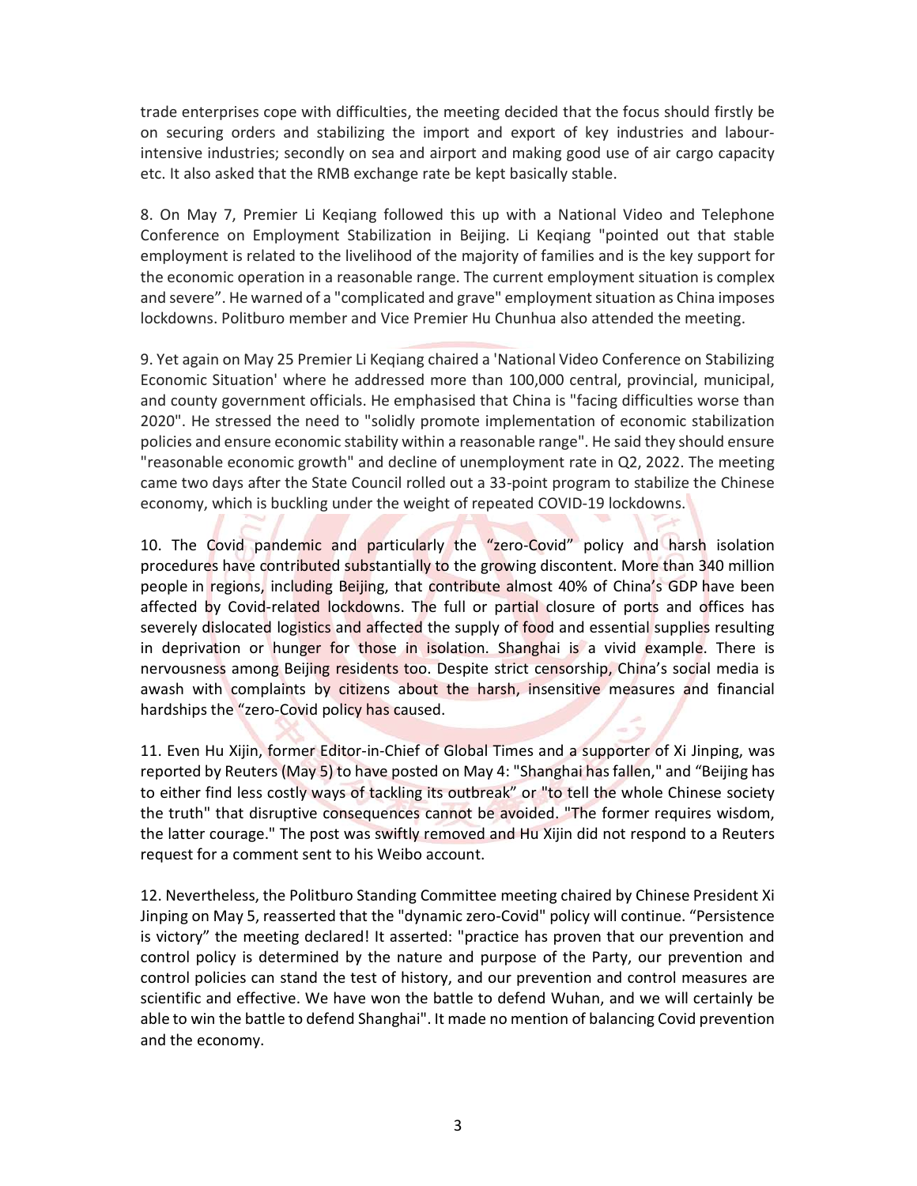trade enterprises cope with difficulties, the meeting decided that the focus should firstly be on securing orders and stabilizing the import and export of key industries and labour-intensive industries; secondly on sea and airport and making good use of air cargo capacity etc. It also asked that the RMB exchange rate be kept basically stable.

8. On May 7, Premier Li Keqiang followed this up with a National Video and Telephone Conference on Employment Stabilization in Beijing. Li Keqiang "pointed out that stable employment is related to the livelihood of the majority of families and is the key support for the economic operation in a reasonable range. The current employment situation is complex and severe". He warned of a "complicated and grave" employment situation as China imposes lockdowns. Politburo member and Vice Premier Hu Chunhua also attended the meeting.

9. Yet again on May 25 Premier Li Keqiang chaired a 'National Video Conference on Stabilizing Economic Situation' where he addressed more than 100,000 central, provincial, municipal, and county government officials. He emphasised that China is "facing difficulties worse than 2020". He stressed the need to "solidly promote implementation of economic stabilization policies and ensure economic stability within a reasonable range". He said they should ensure "reasonable economic growth" and decline of unemployment rate in Q2, 2022. The meeting came two days after the State Council rolled out a 33-point program to stabilize the Chinese economy, which is buckling under the weight of repeated COVID-19 lockdowns.

10. The Covid pandemic and particularly the "zero-Covid" policy and harsh isolation procedures have contributed substantially to the growing discontent. More than 340 million people in regions, including Beijing, that contribute almost 40% of China's GDP have been affected by Covid-related lockdowns. The full or partial closure of ports and offices has severely dislocated logistics and affected the supply of food and essential supplies resulting in deprivation or hunger for those in isolation. Shanghai is a vivid example. There is nervousness among Beijing residents too. Despite strict censorship, China's social media is awash with complaints by citizens about the harsh, insensitive measures and financial hardships the "zero-Covid policy has caused.

11. Even Hu Xijin, former Editor-in-Chief of Global Times and a supporter of Xi Jinping, was reported by Reuters (May 5) to have posted on May 4: "Shanghai has fallen," and "Beijing has to either find less costly ways of tackling its outbreak" or "to tell the whole Chinese society the truth" that disruptive consequences cannot be avoided. "The former requires wisdom, the latter courage." The post was swiftly removed and Hu Xijin did not respond to a Reuters request for a comment sent to his Weibo account.

12. Nevertheless, the Politburo Standing Committee meeting chaired by Chinese President Xi Jinping on May 5, reasserted that the "dynamic zero-Covid" policy will continue. "Persistence is victory" the meeting declared! It asserted: "practice has proven that our prevention and control policy is determined by the nature and purpose of the Party, our prevention and control policies can stand the test of history, and our prevention and control measures are scientific and effective. We have won the battle to defend Wuhan, and we will certainly be able to win the battle to defend Shanghai". It made no mention of balancing Covid prevention and the economy.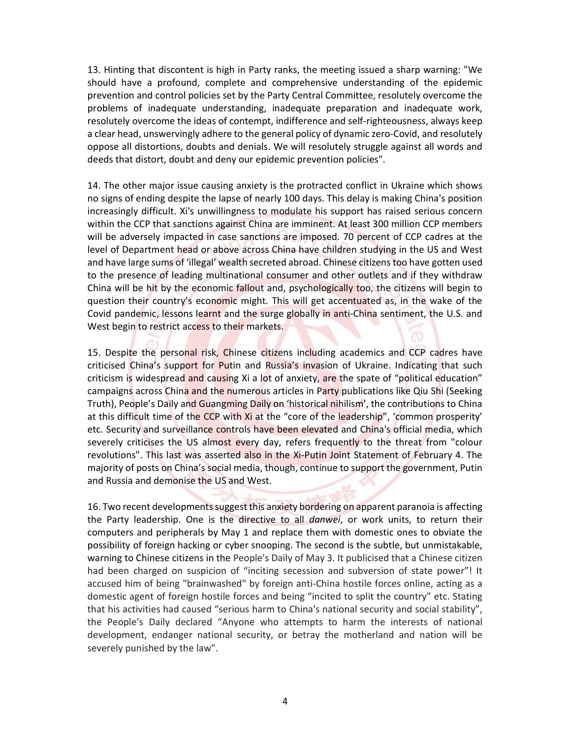13. Hinting that discontent is high in Party ranks, the meeting issued a sharp warning: "We should have a profound, complete and comprehensive understanding of the epidemic prevention and control policies set by the Party Central Committee, resolutely overcome the problems of inadequate understanding, inadequate preparation and inadequate work, resolutely overcome the ideas of contempt, indifference and self-righteousness, always keep a clear head, unswervingly adhere to the general policy of dynamic zero-Covid, and resolutely oppose all distortions, doubts and denials. We will resolutely struggle against all words and deeds that distort, doubt and deny our epidemic prevention policies".

14. The other major issue causing anxiety is the protracted conflict in Ukraine which shows no signs of ending despite the lapse of nearly 100 days. This delay is making China's position increasingly difficult. Xi's unwillingness to modulate his support has raised serious concern within the CCP that sanctions against China are imminent. At least 300 million CCP members will be adversely impacted in case sanctions are imposed. 70 percent of CCP cadres at the level of Department head or above across China have children studying in the US and West and have large sums of 'illegal' wealth secreted abroad. Chinese citizens too have gotten used to the presence of leading multinational consumer and other outlets and if they withdraw China will be hit by the economic fallout and, psychologically too, the citizens will begin to question their country's economic might. This will get accentuated as, in the wake of the Covid pandemic, lessons learnt and the surge globally in anti-China sentiment, the U.S. and West begin to restrict access to their markets.

15. Despite the personal risk, Chinese citizens including academics and CCP cadres have criticised China's support for Putin and Russia's invasion of Ukraine. Indicating that such criticism is widespread and causing Xi a lot of anxiety, are the spate of "political education" campaigns across China and the numerous articles in Party publications like Qiu Shi (Seeking Truth), People's Daily and Guangming Daily on 'historical nihilism', the contributions to China at this difficult time of the CCP with Xi at the "core of the leadership", 'common prosperity' etc. Security and surveillance controls have been elevated and China's official media, which severely criticises the US almost every day, refers frequently to the threat from "colour revolutions". This last was asserted also in the Xi-Putin Joint Statement of February 4. The majority of posts on China's social media, though, continue to support the government, Putin and Russia and demonise the US and West.

16. Two recent developments suggest this anxiety bordering on apparent paranoia is affecting the Party leadership. One is the directive to all *danwei*, or work units, to return their computers and peripherals by May 1 and replace them with domestic ones to obviate the possibility of foreign hacking or cyber snooping. The second is the subtle, but unmistakable, warning to Chinese citizens in the People's Daily of May 3. It publicised that a Chinese citizen had been charged on suspicion of "inciting secession and subversion of state power"! It accused him of being "brainwashed" by foreign anti-China hostile forces online, acting as a domestic agent of foreign hostile forces and being "incited to split the country" etc. Stating that his activities had caused "serious harm to China's national security and social stability", the People's Daily declared "Anyone who attempts to harm the interests of national development, endanger national security, or betray the motherland and nation will be severely punished by the law".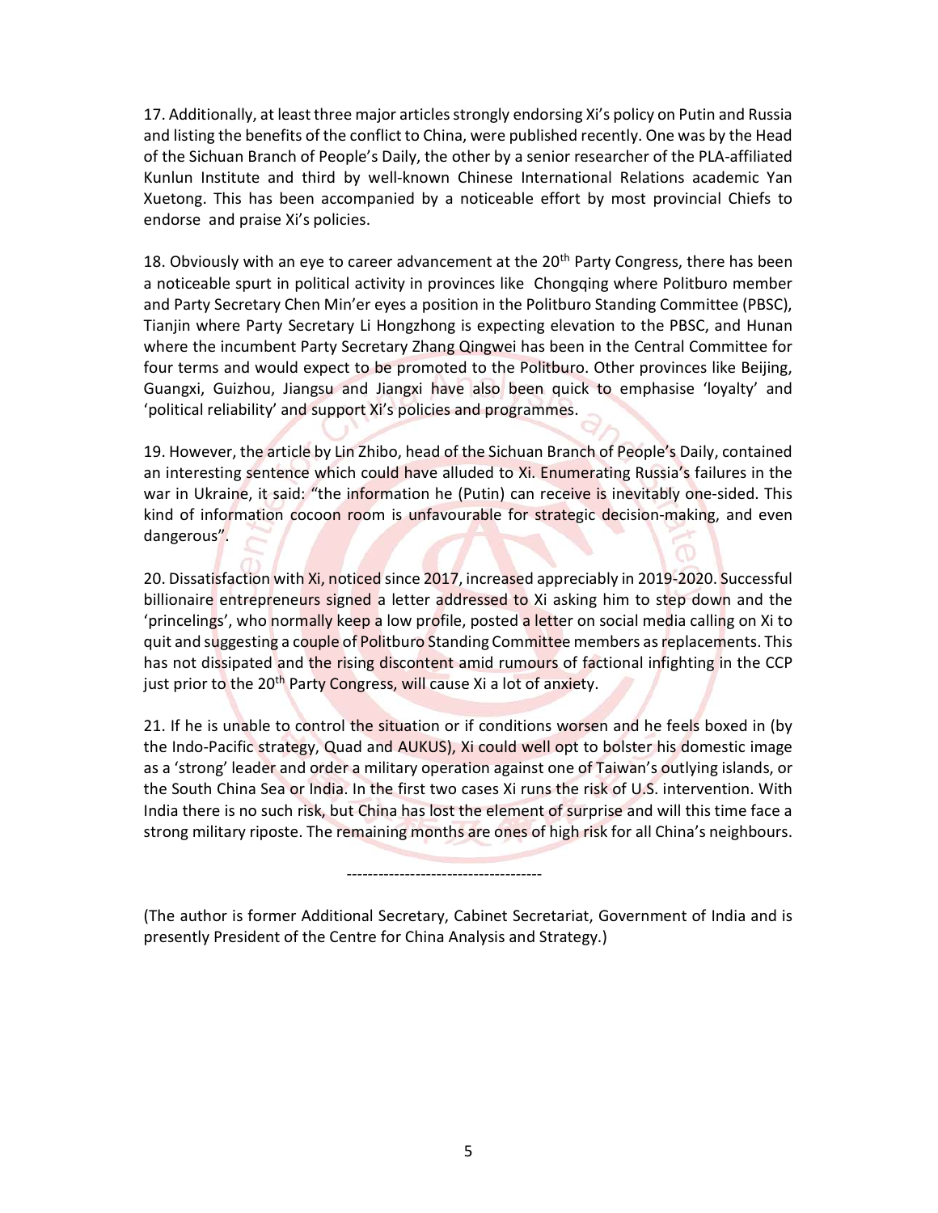17. Additionally, at least three major articles strongly endorsing Xi's policy on Putin and Russia and listing the benefits of the conflict to China, were published recently. One was by the Head of the Sichuan Branch of People's Daily, the other by a senior researcher of the PLA-affiliated Kunlun Institute and third by well-known Chinese International Relations academic Yan Xuetong. This has been accompanied by a noticeable effort by most provincial Chiefs to endorse and praise Xi's policies.

18. Obviously with an eye to career advancement at the 20th Party Congress, there has been a noticeable spurt in political activity in provinces like Chongqing where Politburo member and Party Secretary Chen Min'er eyes a position in the Politburo Standing Committee (PBSC), Tianjin where Party Secretary Li Hongzhong is expecting elevation to the PBSC, and Hunan where the incumbent Party Secretary Zhang Qingwei has been in the Central Committee for four terms and would expect to be promoted to the Politburo. Other provinces like Beijing, Guangxi, Guizhou, Jiangsu and Jiangxi have also been quick to emphasise 'loyalty' and 'political reliability' and support Xi's policies and programmes.

19. However, the article by Lin Zhibo, head of the Sichuan Branch of People's Daily, contained an interesting sentence which could have alluded to Xi. Enumerating Russia's failures in the war in Ukraine, it said: "the information he (Putin) can receive is inevitably one-sided. This kind of information cocoon room is unfavourable for strategic decision-making, and even dangerous".

20. Dissatisfaction with Xi, noticed since 2017, increased appreciably in 2019-2020. Successful billionaire entrepreneurs signed a letter addressed to Xi asking him to step down and the 'princelings', who normally keep a low profile, posted a letter on social media calling on Xi to quit and suggesting a couple of Politburo Standing Committee members as replacements. This has not dissipated and the rising discontent amid rumours of factional infighting in the CCP just prior to the 20th Party Congress, will cause Xi a lot of anxiety.

21. If he is unable to control the situation or if conditions worsen and he feels boxed in (by the Indo-Pacific strategy, Quad and AUKUS), Xi could well opt to bolster his domestic image as a 'strong' leader and order a military operation against one of Taiwan's outlying islands, or the South China Sea or India. In the first two cases Xi runs the risk of U.S. intervention. With India there is no such risk, but China has lost the element of surprise and will this time face a strong military riposte. The remaining months are ones of high risk for all China's neighbours.

------------------------------------

(The author is former Additional Secretary, Cabinet Secretariat, Government of India and is presently President of the Centre for China Analysis and Strategy.)